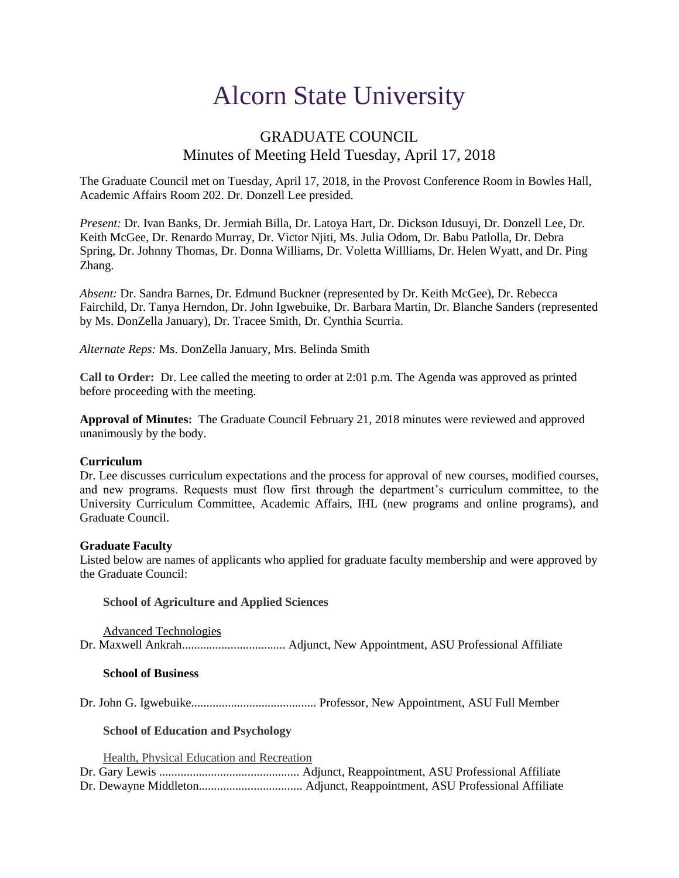# Alcorn State University

## GRADUATE COUNCIL
## Minutes of Meeting Held Tuesday, April 17, 2018

The Graduate Council met on Tuesday, April 17, 2018, in the Provost Conference Room in Bowles Hall, Academic Affairs Room 202. Dr. Donzell Lee presided.

*Present:* Dr. Ivan Banks, Dr. Jermiah Billa, Dr. Latoya Hart, Dr. Dickson Idusuyi, Dr. Donzell Lee, Dr. Keith McGee, Dr. Renardo Murray, Dr. Victor Njiti, Ms. Julia Odom, Dr. Babu Patlolla, Dr. Debra Spring, Dr. Johnny Thomas, Dr. Donna Williams, Dr. Voletta Willliams, Dr. Helen Wyatt, and Dr. Ping Zhang.

*Absent:* Dr. Sandra Barnes, Dr. Edmund Buckner (represented by Dr. Keith McGee), Dr. Rebecca Fairchild, Dr. Tanya Herndon, Dr. John Igwebuike, Dr. Barbara Martin, Dr. Blanche Sanders (represented by Ms. DonZella January), Dr. Tracee Smith, Dr. Cynthia Scurria.

*Alternate Reps:* Ms. DonZella January, Mrs. Belinda Smith

**Call to Order:** Dr. Lee called the meeting to order at 2:01 p.m. The Agenda was approved as printed before proceeding with the meeting.

**Approval of Minutes:** The Graduate Council February 21, 2018 minutes were reviewed and approved unanimously by the body.

**Curriculum**
Dr. Lee discusses curriculum expectations and the process for approval of new courses, modified courses, and new programs. Requests must flow first through the department's curriculum committee, to the University Curriculum Committee, Academic Affairs, IHL (new programs and online programs), and Graduate Council.

**Graduate Faculty**
Listed below are names of applicants who applied for graduate faculty membership and were approved by the Graduate Council:

**School of Agriculture and Applied Sciences**

Advanced Technologies
Dr. Maxwell Ankrah.................................. Adjunct, New Appointment, ASU Professional Affiliate

**School of Business**

Dr. John G. Igwebuike......................................... Professor, New Appointment, ASU Full Member

**School of Education and Psychology**

Health, Physical Education and Recreation
Dr. Gary Lewis .............................................. Adjunct, Reappointment, ASU Professional Affiliate
Dr. Dewayne Middleton.................................. Adjunct, Reappointment, ASU Professional Affiliate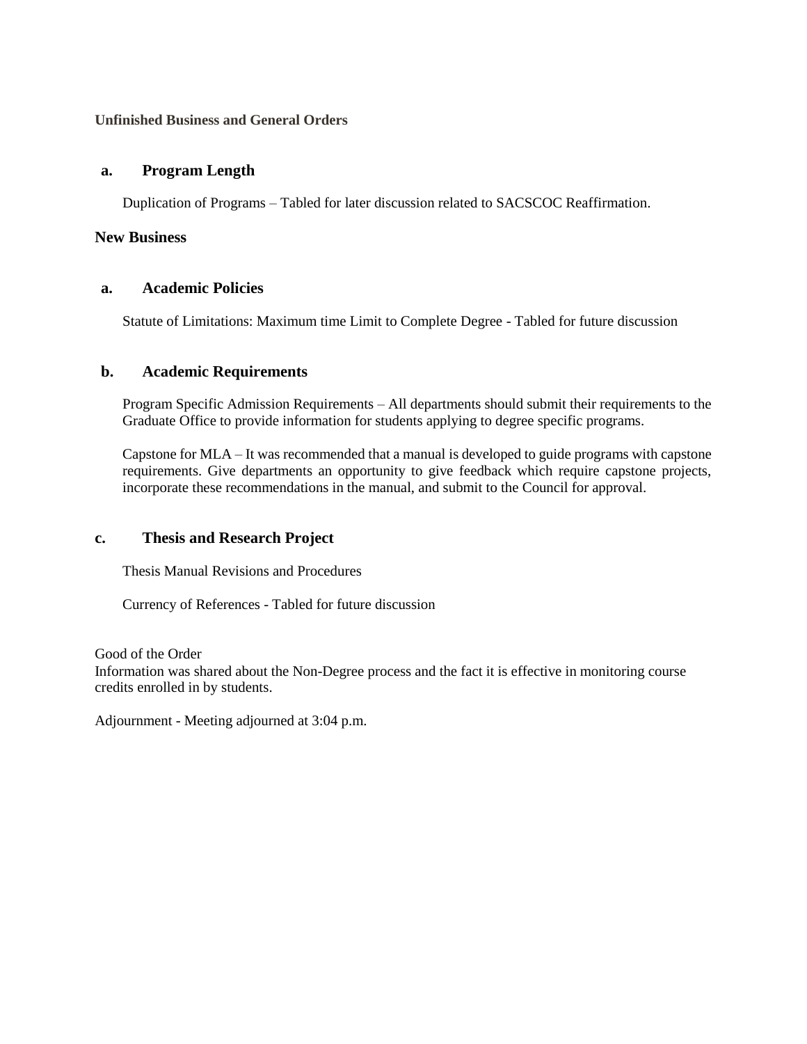**Unfinished Business and General Orders**

### a. Program Length

Duplication of Programs – Tabled for later discussion related to SACSCOC Reaffirmation.

**New Business**

### a. Academic Policies

Statute of Limitations: Maximum time Limit to Complete Degree - Tabled for future discussion

### b. Academic Requirements

Program Specific Admission Requirements – All departments should submit their requirements to the Graduate Office to provide information for students applying to degree specific programs.

Capstone for MLA – It was recommended that a manual is developed to guide programs with capstone requirements. Give departments an opportunity to give feedback which require capstone projects, incorporate these recommendations in the manual, and submit to the Council for approval.

### c. Thesis and Research Project

Thesis Manual Revisions and Procedures

Currency of References - Tabled for future discussion

Good of the Order
Information was shared about the Non-Degree process and the fact it is effective in monitoring course credits enrolled in by students.

Adjournment - Meeting adjourned at 3:04 p.m.